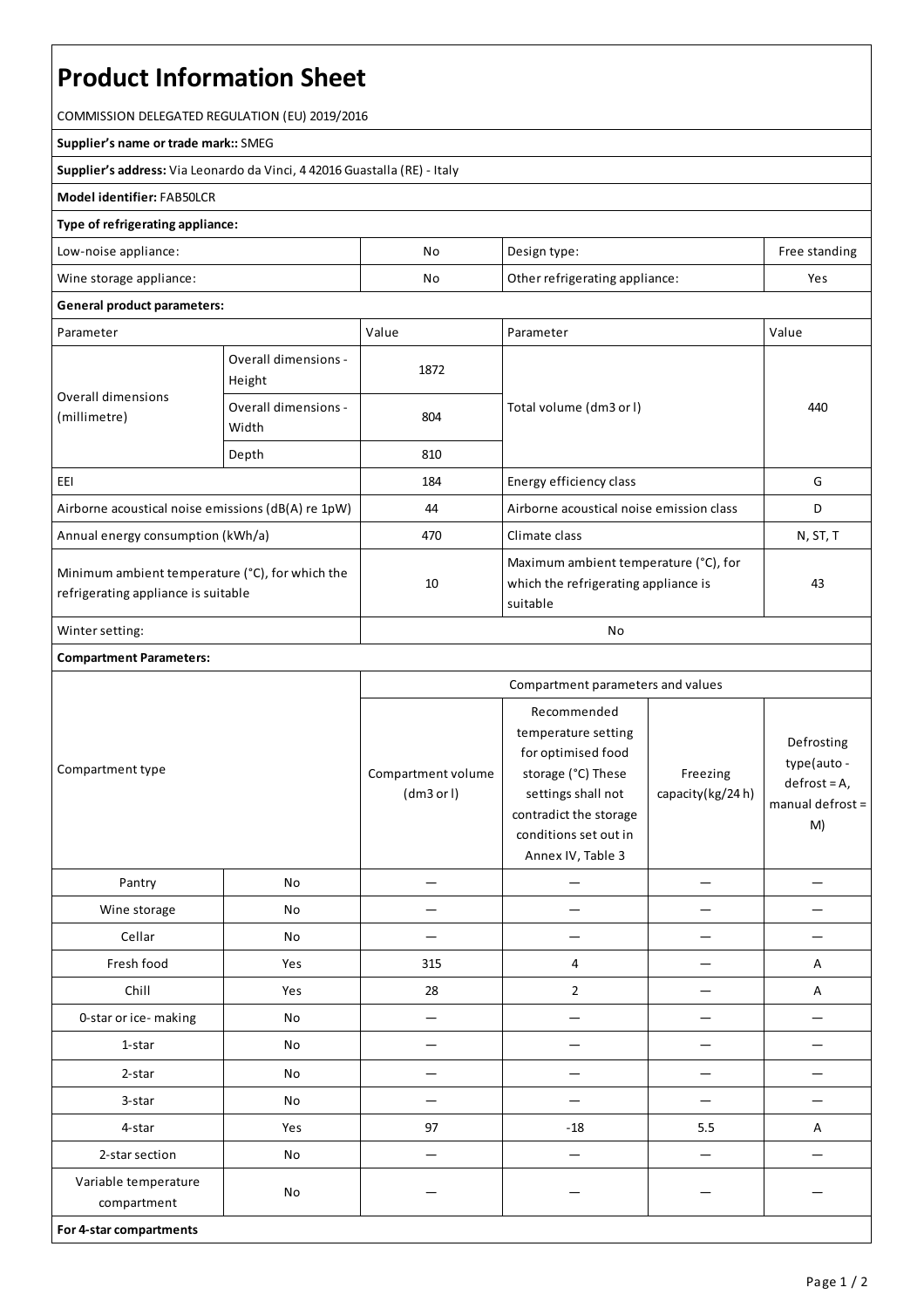# Product Information Sheet

COMMISSION DELEGATED REGULATION (EU) 2019/2016

**Supplier's name or trade mark::** SMEG

**Supplier's address:** Via Leonardo da Vinci, 4 42016 Guastalla (RE) - Italy

**Model identifier:** FAB50LCR

**Type of refrigerating appliance:**

| | | | |
|---|---|---|---|
| Low-noise appliance: | No | Design type: | Free standing |
| Wine storage appliance: | No | Other refrigerating appliance: | Yes |

**General product parameters:**

| Parameter | | Value | Parameter | Value |
|---|---|---|---|---|
| Overall dimensions (millimetre) | Overall dimensions - Height | 1872 | Total volume (dm3 or l) | 440 |
| | Overall dimensions - Width | 804 | | |
| | Depth | 810 | | |
| EEI | | 184 | Energy efficiency class | G |
| Airborne acoustical noise emissions (dB(A) re 1pW) | | 44 | Airborne acoustical noise emission class | D |
| Annual energy consumption (kWh/a) | | 470 | Climate class | N, ST, T |
| Minimum ambient temperature (°C), for which the refrigerating appliance is suitable | | 10 | Maximum ambient temperature (°C), for which the refrigerating appliance is suitable | 43 |
| Winter setting: | | No | | |

**Compartment Parameters:**

| Compartment type | | Compartment parameters and values | | | |
|---|---|---|---|---|---|
| | | Compartment volume (dm3 or l) | Recommended temperature setting for optimised food storage (°C) These settings shall not contradict the storage conditions set out in Annex IV, Table 3 | Freezing capacity(kg/24 h) | Defrosting type(auto - defrost = A, manual defrost = M) |
| Pantry | No | — | — | — | — |
| Wine storage | No | — | — | — | — |
| Cellar | No | — | — | — | — |
| Fresh food | Yes | 315 | 4 | — | A |
| Chill | Yes | 28 | 2 | — | A |
| 0-star or ice- making | No | — | — | — | — |
| 1-star | No | — | — | — | — |
| 2-star | No | — | — | — | — |
| 3-star | No | — | — | — | — |
| 4-star | Yes | 97 | -18 | 5.5 | A |
| 2-star section | No | — | — | — | — |
| Variable temperature compartment | No | — | — | — | — |

**For 4-star compartments**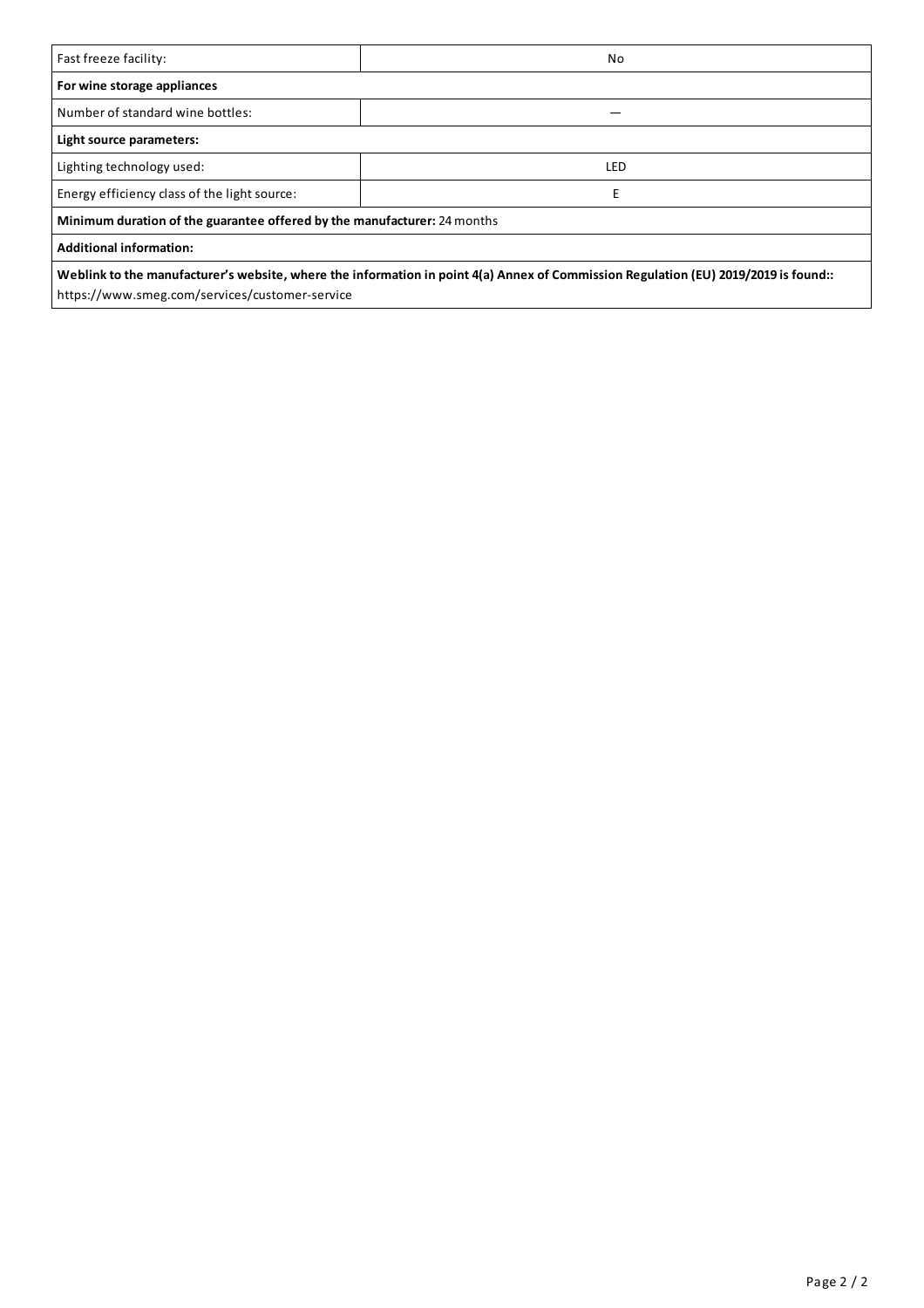| | |
|---|---|
| Fast freeze facility: | No |
| **For wine storage appliances** | |
| Number of standard wine bottles: | — |
| **Light source parameters:** | |
| Lighting technology used: | LED |
| Energy efficiency class of the light source: | E |
| **Minimum duration of the guarantee offered by the manufacturer:** 24 months | |
| **Additional information:** | |
| **Weblink to the manufacturer's website, where the information in point 4(a) Annex of Commission Regulation (EU) 2019/2019 is found::** https://www.smeg.com/services/customer-service | |